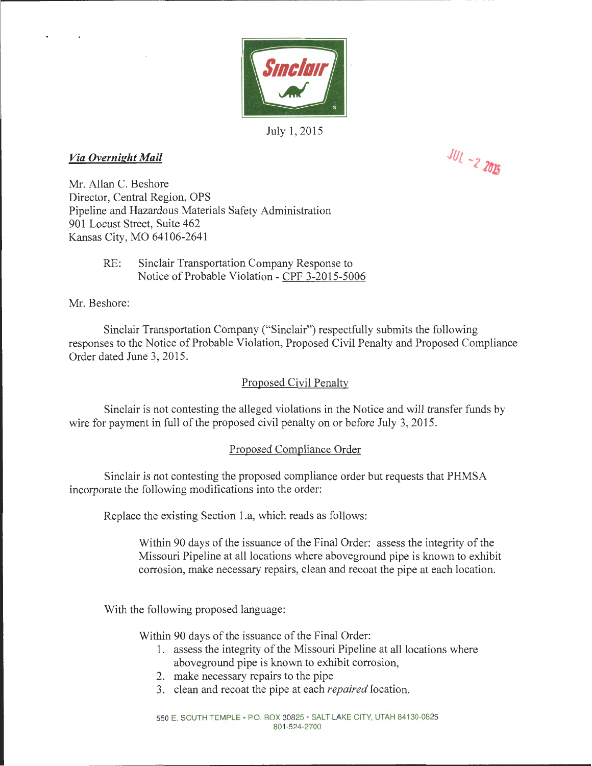Sinclair

July 1, 2015

***Via Overnight Mail***

JUL -2 2015

Mr. Allan C. Beshore
Director, Central Region, OPS
Pipeline and Hazardous Materials Safety Administration
901 Locust Street, Suite 462
Kansas City, MO 64106-2641

RE: Sinclair Transportation Company Response to Notice of Probable Violation - CPF 3-2015-5006

Mr. Beshore:

Sinclair Transportation Company ("Sinclair") respectfully submits the following responses to the Notice of Probable Violation, Proposed Civil Penalty and Proposed Compliance Order dated June 3, 2015.

Proposed Civil Penalty

Sinclair is not contesting the alleged violations in the Notice and will transfer funds by wire for payment in full of the proposed civil penalty on or before July 3, 2015.

Proposed Compliance Order

Sinclair is not contesting the proposed compliance order but requests that PHMSA incorporate the following modifications into the order:

Replace the existing Section 1.a, which reads as follows:

> Within 90 days of the issuance of the Final Order: assess the integrity of the Missouri Pipeline at all locations where aboveground pipe is known to exhibit corrosion, make necessary repairs, clean and recoat the pipe at each location.

With the following proposed language:

> Within 90 days of the issuance of the Final Order:
> 1. assess the integrity of the Missouri Pipeline at all locations where aboveground pipe is known to exhibit corrosion,
> 2. make necessary repairs to the pipe
> 3. clean and recoat the pipe at each *repaired* location.

550 E. SOUTH TEMPLE • P.O. BOX 30825 • SALT LAKE CITY, UTAH 84130-0825
801-524-2700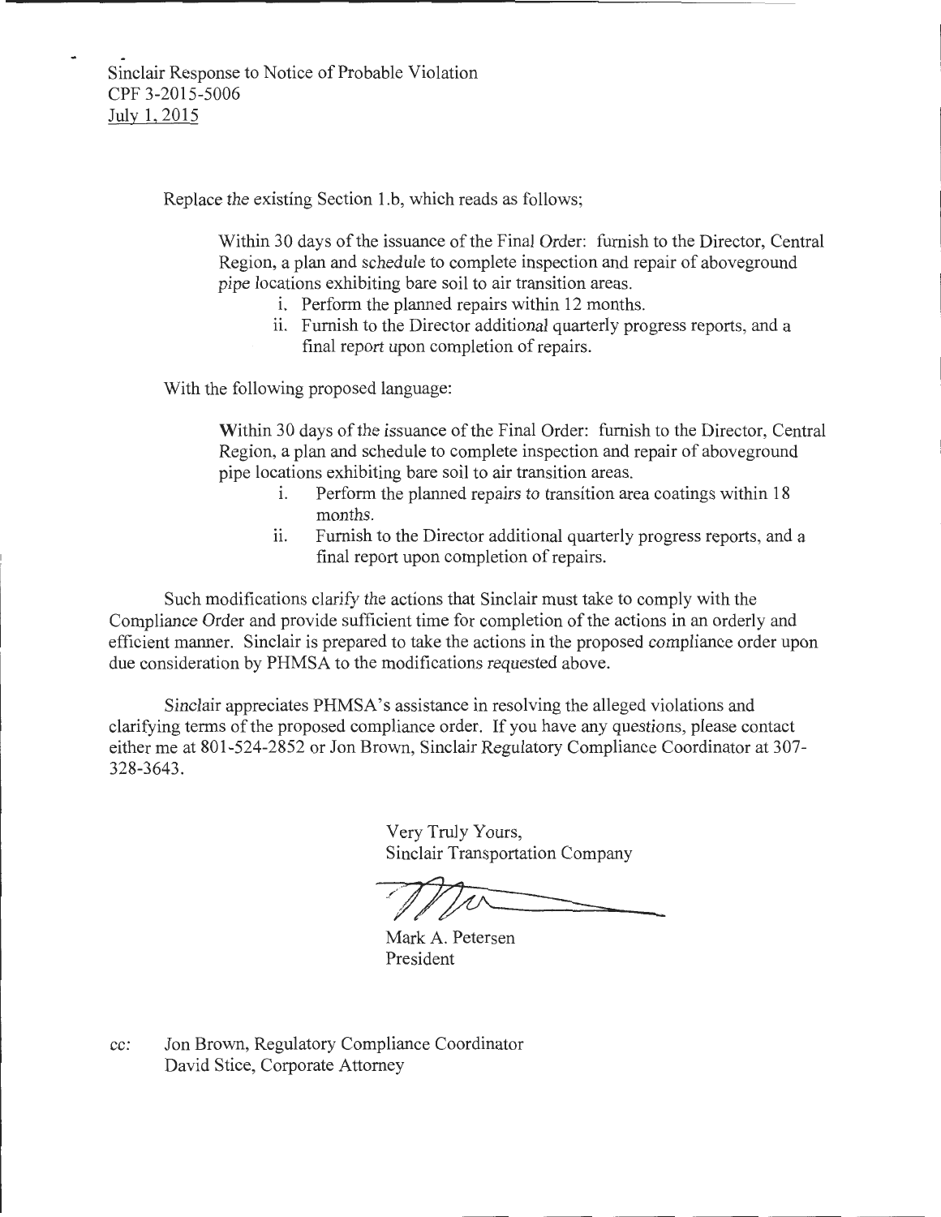Replace the existing Section 1.b, which reads as follows;

> Within 30 days of the issuance of the Final Order: furnish to the Director, Central Region, a plan and schedule to complete inspection and repair of aboveground pipe locations exhibiting bare soil to air transition areas.
>
> i. Perform the planned repairs within 12 months.
> ii. Furnish to the Director additional quarterly progress reports, and a final report upon completion of repairs.

With the following proposed language:

> Within 30 days of the issuance of the Final Order: furnish to the Director, Central Region, a plan and schedule to complete inspection and repair of aboveground pipe locations exhibiting bare soil to air transition areas.
>
> i. Perform the planned repairs to transition area coatings within 18 months.
> ii. Furnish to the Director additional quarterly progress reports, and a final report upon completion of repairs.

Such modifications clarify the actions that Sinclair must take to comply with the Compliance Order and provide sufficient time for completion of the actions in an orderly and efficient manner. Sinclair is prepared to take the actions in the proposed compliance order upon due consideration by PHMSA to the modifications requested above.

Sinclair appreciates PHMSA's assistance in resolving the alleged violations and clarifying terms of the proposed compliance order. If you have any questions, please contact either me at 801-524-2852 or Jon Brown, Sinclair Regulatory Compliance Coordinator at 307-328-3643.

Very Truly Yours,
Sinclair Transportation Company

Mark A. Petersen
President

cc: Jon Brown, Regulatory Compliance Coordinator
David Stice, Corporate Attorney